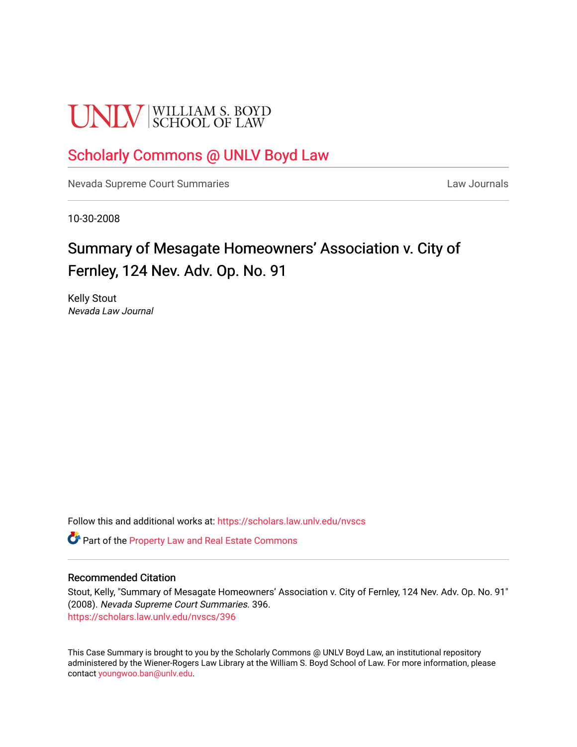UNLV | WILLIAM S. BOYD SCHOOL OF LAW

Scholarly Commons @ UNLV Boyd Law

Nevada Supreme Court Summaries | Law Journals

10-30-2008

# Summary of Mesagate Homeowners' Association v. City of Fernley, 124 Nev. Adv. Op. No. 91

Kelly Stout
*Nevada Law Journal*

Follow this and additional works at: https://scholars.law.unlv.edu/nvscs

Part of the Property Law and Real Estate Commons

## Recommended Citation

Stout, Kelly, "Summary of Mesagate Homeowners' Association v. City of Fernley, 124 Nev. Adv. Op. No. 91" (2008). *Nevada Supreme Court Summaries*. 396.
https://scholars.law.unlv.edu/nvscs/396

This Case Summary is brought to you by the Scholarly Commons @ UNLV Boyd Law, an institutional repository administered by the Wiener-Rogers Law Library at the William S. Boyd School of Law. For more information, please contact youngwoo.ban@unlv.edu.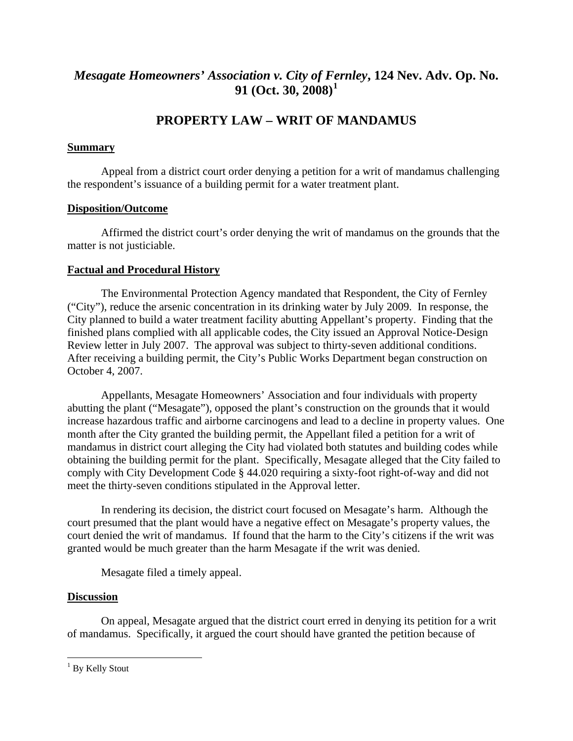# *Mesagate Homeowners' Association v. City of Fernley*, 124 Nev. Adv. Op. No. 91 (Oct. 30, 2008)[1]

## PROPERTY LAW – WRIT OF MANDAMUS

### Summary

Appeal from a district court order denying a petition for a writ of mandamus challenging the respondent's issuance of a building permit for a water treatment plant.

### Disposition/Outcome

Affirmed the district court's order denying the writ of mandamus on the grounds that the matter is not justiciable.

### Factual and Procedural History

The Environmental Protection Agency mandated that Respondent, the City of Fernley ("City"), reduce the arsenic concentration in its drinking water by July 2009. In response, the City planned to build a water treatment facility abutting Appellant's property. Finding that the finished plans complied with all applicable codes, the City issued an Approval Notice-Design Review letter in July 2007. The approval was subject to thirty-seven additional conditions. After receiving a building permit, the City's Public Works Department began construction on October 4, 2007.

Appellants, Mesagate Homeowners' Association and four individuals with property abutting the plant ("Mesagate"), opposed the plant's construction on the grounds that it would increase hazardous traffic and airborne carcinogens and lead to a decline in property values. One month after the City granted the building permit, the Appellant filed a petition for a writ of mandamus in district court alleging the City had violated both statutes and building codes while obtaining the building permit for the plant. Specifically, Mesagate alleged that the City failed to comply with City Development Code § 44.020 requiring a sixty-foot right-of-way and did not meet the thirty-seven conditions stipulated in the Approval letter.

In rendering its decision, the district court focused on Mesagate's harm. Although the court presumed that the plant would have a negative effect on Mesagate's property values, the court denied the writ of mandamus. If found that the harm to the City's citizens if the writ was granted would be much greater than the harm Mesagate if the writ was denied.

Mesagate filed a timely appeal.

### Discussion

On appeal, Mesagate argued that the district court erred in denying its petition for a writ of mandamus. Specifically, it argued the court should have granted the petition because of

---

[1] By Kelly Stout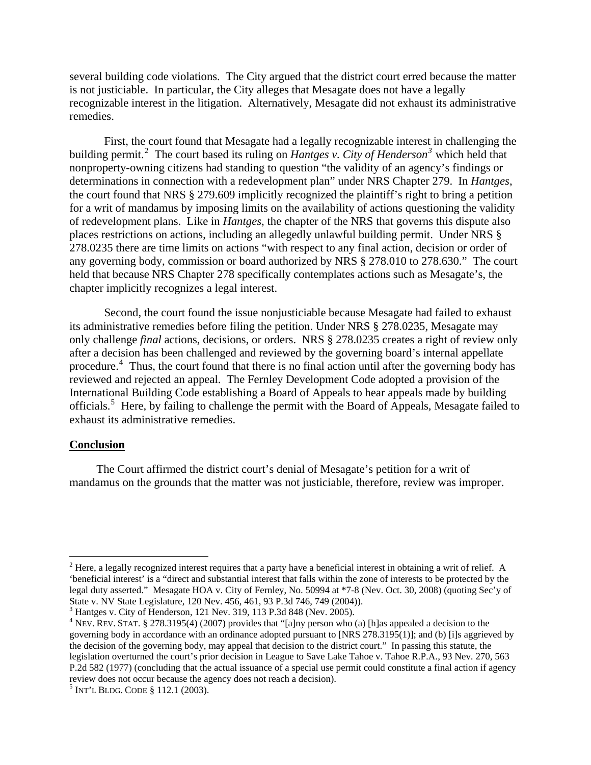several building code violations. The City argued that the district court erred because the matter is not justiciable. In particular, the City alleges that Mesagate does not have a legally recognizable interest in the litigation. Alternatively, Mesagate did not exhaust its administrative remedies.

First, the court found that Mesagate had a legally recognizable interest in challenging the building permit.[2] The court based its ruling on *Hantges v. City of Henderson*[3] which held that nonproperty-owning citizens had standing to question "the validity of an agency's findings or determinations in connection with a redevelopment plan" under NRS Chapter 279. In *Hantges*, the court found that NRS § 279.609 implicitly recognized the plaintiff's right to bring a petition for a writ of mandamus by imposing limits on the availability of actions questioning the validity of redevelopment plans. Like in *Hantges*, the chapter of the NRS that governs this dispute also places restrictions on actions, including an allegedly unlawful building permit. Under NRS § 278.0235 there are time limits on actions "with respect to any final action, decision or order of any governing body, commission or board authorized by NRS § 278.010 to 278.630." The court held that because NRS Chapter 278 specifically contemplates actions such as Mesagate's, the chapter implicitly recognizes a legal interest.

Second, the court found the issue nonjusticiable because Mesagate had failed to exhaust its administrative remedies before filing the petition. Under NRS § 278.0235, Mesagate may only challenge *final* actions, decisions, or orders. NRS § 278.0235 creates a right of review only after a decision has been challenged and reviewed by the governing board's internal appellate procedure.[4] Thus, the court found that there is no final action until after the governing body has reviewed and rejected an appeal. The Fernley Development Code adopted a provision of the International Building Code establishing a Board of Appeals to hear appeals made by building officials.[5] Here, by failing to challenge the permit with the Board of Appeals, Mesagate failed to exhaust its administrative remedies.

**Conclusion**

The Court affirmed the district court's denial of Mesagate's petition for a writ of mandamus on the grounds that the matter was not justiciable, therefore, review was improper.

---

[2] Here, a legally recognized interest requires that a party have a beneficial interest in obtaining a writ of relief. A 'beneficial interest' is a "direct and substantial interest that falls within the zone of interests to be protected by the legal duty asserted." Mesagate HOA v. City of Fernley, No. 50994 at *7-8 (Nev. Oct. 30, 2008) (quoting Sec'y of State v. NV State Legislature, 120 Nev. 456, 461, 93 P.3d 746, 749 (2004)).

[3] Hantges v. City of Henderson, 121 Nev. 319, 113 P.3d 848 (Nev. 2005).

[4] NEV. REV. STAT. § 278.3195(4) (2007) provides that "[a]ny person who (a) [h]as appealed a decision to the governing body in accordance with an ordinance adopted pursuant to [NRS 278.3195(1)]; and (b) [i]s aggrieved by the decision of the governing body, may appeal that decision to the district court." In passing this statute, the legislation overturned the court's prior decision in League to Save Lake Tahoe v. Tahoe R.P.A., 93 Nev. 270, 563 P.2d 582 (1977) (concluding that the actual issuance of a special use permit could constitute a final action if agency review does not occur because the agency does not reach a decision).

[5] INT'L BLDG. CODE § 112.1 (2003).